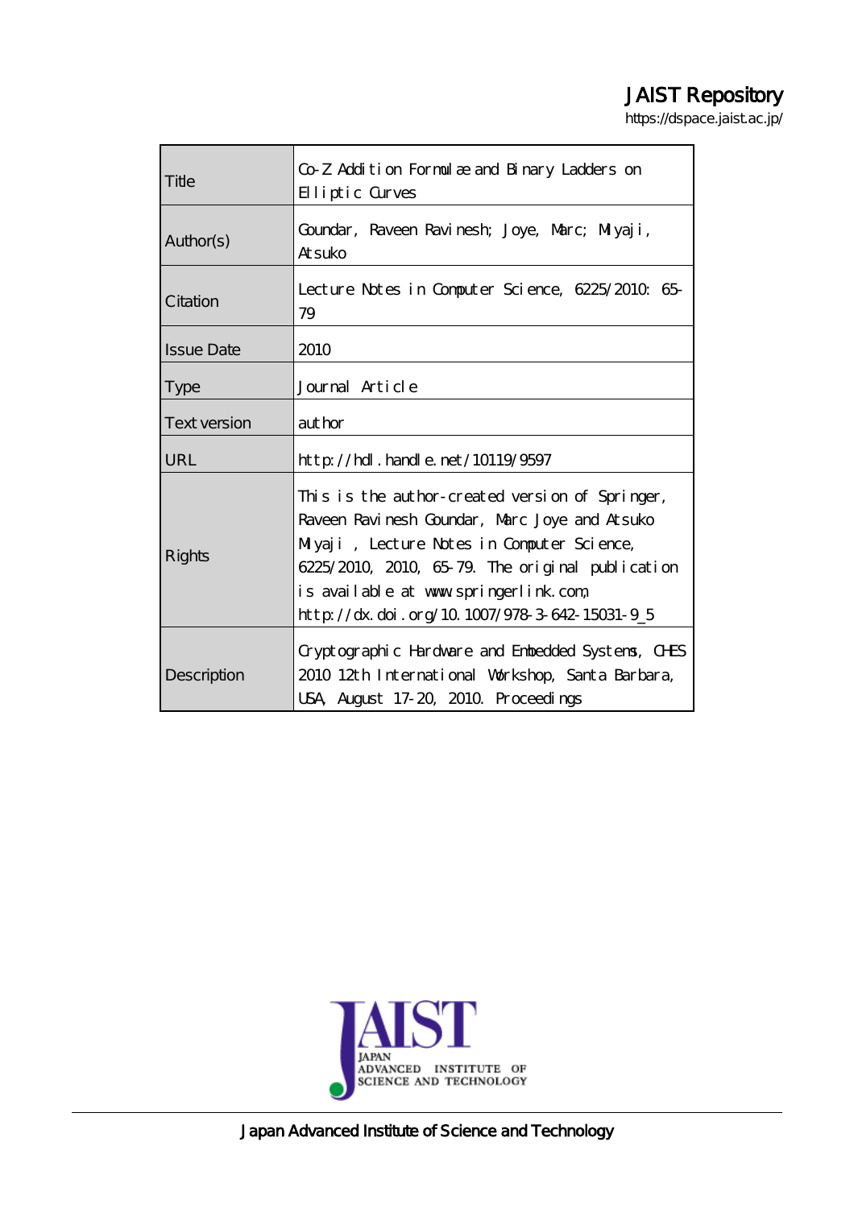JAIST Repository

https://dspace.jaist.ac.jp/

| | |
|---|---|
| Title | Co-Z Addition Formulae and Binary Ladders on Elliptic Curves |
| Author(s) | Goundar, Raveen Ravinesh; Joye, Marc; Miyaji, Atsuko |
| Citation | Lecture Notes in Computer Science, 6225/2010: 65-79 |
| Issue Date | 2010 |
| Type | Journal Article |
| Text version | author |
| URL | http://hdl.handle.net/10119/9597 |
| Rights | This is the author-created version of Springer, Raveen Ravinesh Goundar, Marc Joye and Atsuko Miyaji , Lecture Notes in Computer Science, 6225/2010, 2010, 65-79. The original publication is available at www.springerlink.com, http://dx.doi.org/10.1007/978-3-642-15031-9_5 |
| Description | Cryptographic Hardware and Embedded Systems, CHES 2010 12th International Workshop, Santa Barbara, USA, August 17-20, 2010. Proceedings |

JAPAN ADVANCED INSTITUTE OF SCIENCE AND TECHNOLOGY

Japan Advanced Institute of Science and Technology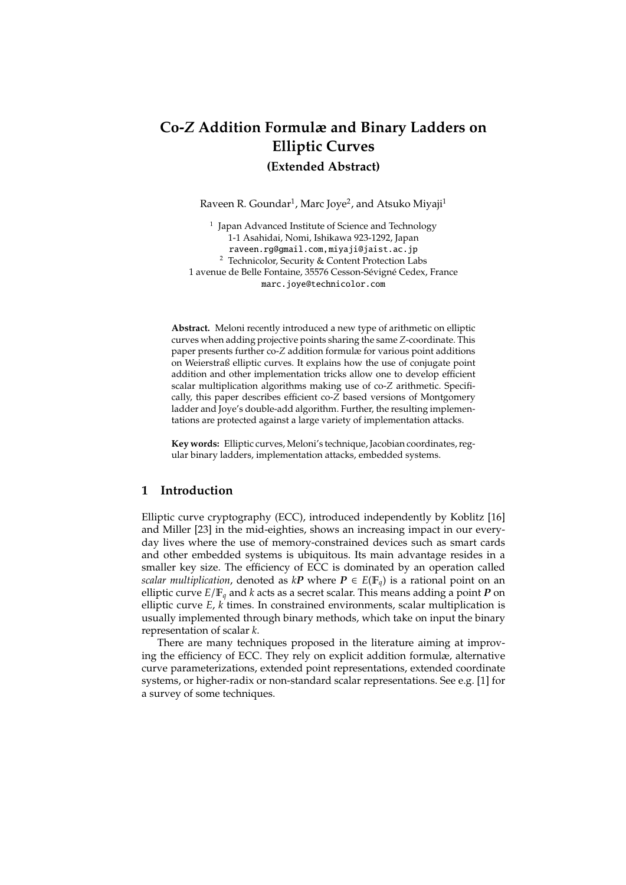# Co-Z Addition Formulæ and Binary Ladders on Elliptic Curves

**(Extended Abstract)**

Raveen R. Goundar[1], Marc Joye[2], and Atsuko Miyaji[1]

[1] Japan Advanced Institute of Science and Technology
1-1 Asahidai, Nomi, Ishikawa 923-1292, Japan
raveen.rg@gmail.com, miyaji@jaist.ac.jp
[2] Technicolor, Security & Content Protection Labs
1 avenue de Belle Fontaine, 35576 Cesson-Sévigné Cedex, France
marc.joye@technicolor.com

**Abstract.** Meloni recently introduced a new type of arithmetic on elliptic curves when adding projective points sharing the same $Z$-coordinate. This paper presents further co-$Z$ addition formulæ for various point additions on Weierstraß elliptic curves. It explains how the use of conjugate point addition and other implementation tricks allow one to develop efficient scalar multiplication algorithms making use of co-$Z$ arithmetic. Specifically, this paper describes efficient co-$Z$ based versions of Montgomery ladder and Joye's double-add algorithm. Further, the resulting implementations are protected against a large variety of implementation attacks.

**Key words:** Elliptic curves, Meloni's technique, Jacobian coordinates, regular binary ladders, implementation attacks, embedded systems.

## 1 Introduction

Elliptic curve cryptography (ECC), introduced independently by Koblitz [16] and Miller [23] in the mid-eighties, shows an increasing impact in our everyday lives where the use of memory-constrained devices such as smart cards and other embedded systems is ubiquitous. Its main advantage resides in a smaller key size. The efficiency of ECC is dominated by an operation called *scalar multiplication*, denoted as $k\boldsymbol{P}$ where $\boldsymbol{P} \in E(\mathbb{F}_q)$ is a rational point on an elliptic curve $E/\mathbb{F}_q$ and $k$ acts as a secret scalar. This means adding a point $\boldsymbol{P}$ on elliptic curve $E$, $k$ times. In constrained environments, scalar multiplication is usually implemented through binary methods, which take on input the binary representation of scalar $k$.

There are many techniques proposed in the literature aiming at improving the efficiency of ECC. They rely on explicit addition formulæ, alternative curve parameterizations, extended point representations, extended coordinate systems, or higher-radix or non-standard scalar representations. See e.g. [1] for a survey of some techniques.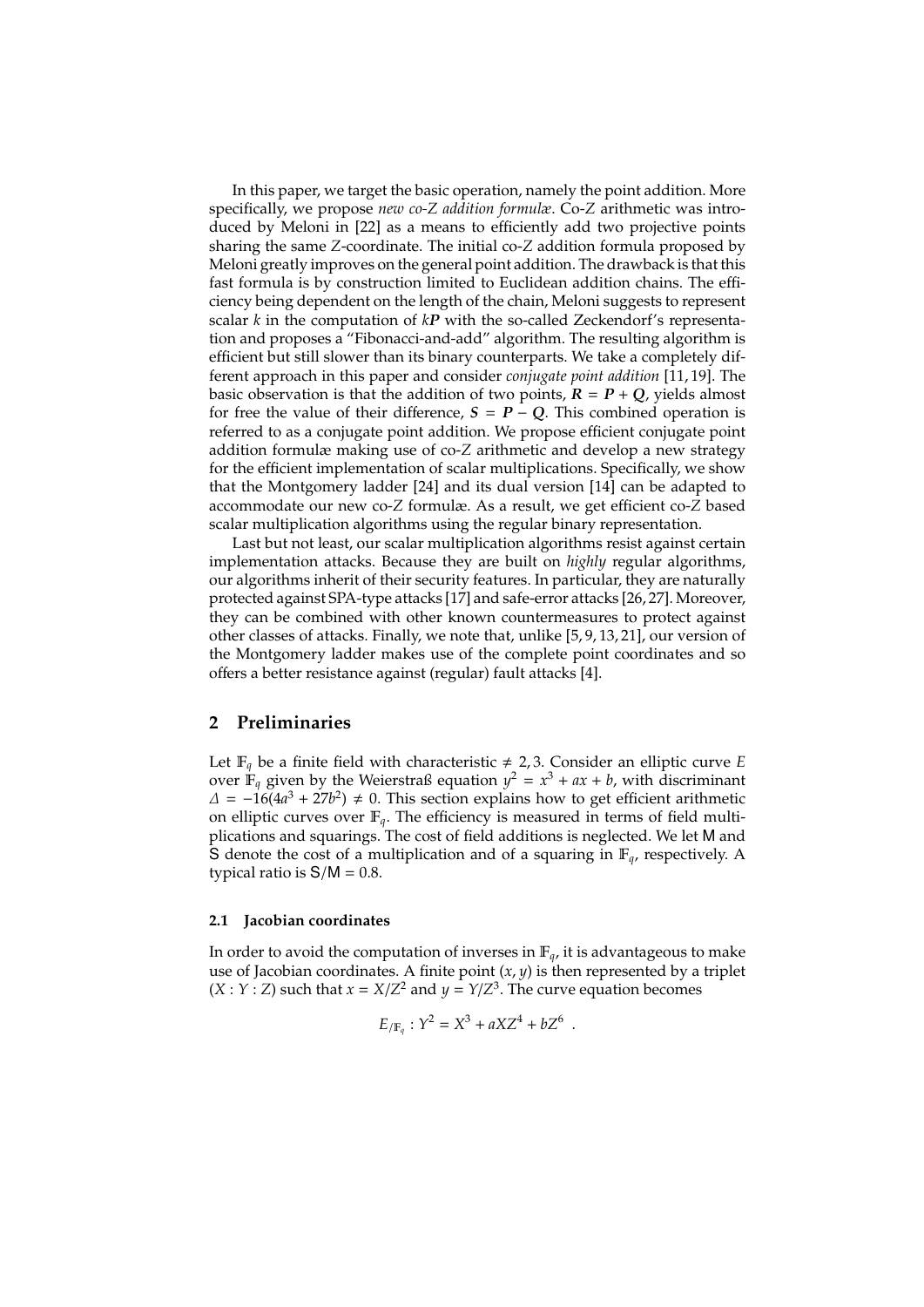In this paper, we target the basic operation, namely the point addition. More specifically, we propose *new co-Z addition formulæ*. Co-Z arithmetic was introduced by Meloni in [22] as a means to efficiently add two projective points sharing the same Z-coordinate. The initial co-Z addition formula proposed by Meloni greatly improves on the general point addition. The drawback is that this fast formula is by construction limited to Euclidean addition chains. The efficiency being dependent on the length of the chain, Meloni suggests to represent scalar $k$ in the computation of $k\boldsymbol{P}$ with the so-called Zeckendorf's representation and proposes a "Fibonacci-and-add" algorithm. The resulting algorithm is efficient but still slower than its binary counterparts. We take a completely different approach in this paper and consider *conjugate point addition* [11, 19]. The basic observation is that the addition of two points, $\boldsymbol{R} = \boldsymbol{P} + \boldsymbol{Q}$, yields almost for free the value of their difference, $\boldsymbol{S} = \boldsymbol{P} - \boldsymbol{Q}$. This combined operation is referred to as a conjugate point addition. We propose efficient conjugate point addition formulæ making use of co-Z arithmetic and develop a new strategy for the efficient implementation of scalar multiplications. Specifically, we show that the Montgomery ladder [24] and its dual version [14] can be adapted to accommodate our new co-Z formulæ. As a result, we get efficient co-Z based scalar multiplication algorithms using the regular binary representation.

Last but not least, our scalar multiplication algorithms resist against certain implementation attacks. Because they are built on *highly* regular algorithms, our algorithms inherit of their security features. In particular, they are naturally protected against SPA-type attacks [17] and safe-error attacks [26, 27]. Moreover, they can be combined with other known countermeasures to protect against other classes of attacks. Finally, we note that, unlike [5, 9, 13, 21], our version of the Montgomery ladder makes use of the complete point coordinates and so offers a better resistance against (regular) fault attacks [4].

## 2 Preliminaries

Let $\mathbb{F}_q$ be a finite field with characteristic $\neq 2, 3$. Consider an elliptic curve $E$ over $\mathbb{F}_q$ given by the Weierstraß equation $y^2 = x^3 + ax + b$, with discriminant $\Delta = -16(4a^3 + 27b^2) \neq 0$. This section explains how to get efficient arithmetic on elliptic curves over $\mathbb{F}_q$. The efficiency is measured in terms of field multiplications and squarings. The cost of field additions is neglected. We let $\mathsf{M}$ and $\mathsf{S}$ denote the cost of a multiplication and of a squaring in $\mathbb{F}_q$, respectively. A typical ratio is $\mathsf{S}/\mathsf{M} = 0.8$.

### 2.1 Jacobian coordinates

In order to avoid the computation of inverses in $\mathbb{F}_q$, it is advantageous to make use of Jacobian coordinates. A finite point $(x, y)$ is then represented by a triplet $(X : Y : Z)$ such that $x = X/Z^2$ and $y = Y/Z^3$. The curve equation becomes

$$E_{/\mathbb{F}_q} : Y^2 = X^3 + aXZ^4 + bZ^6 \ .$$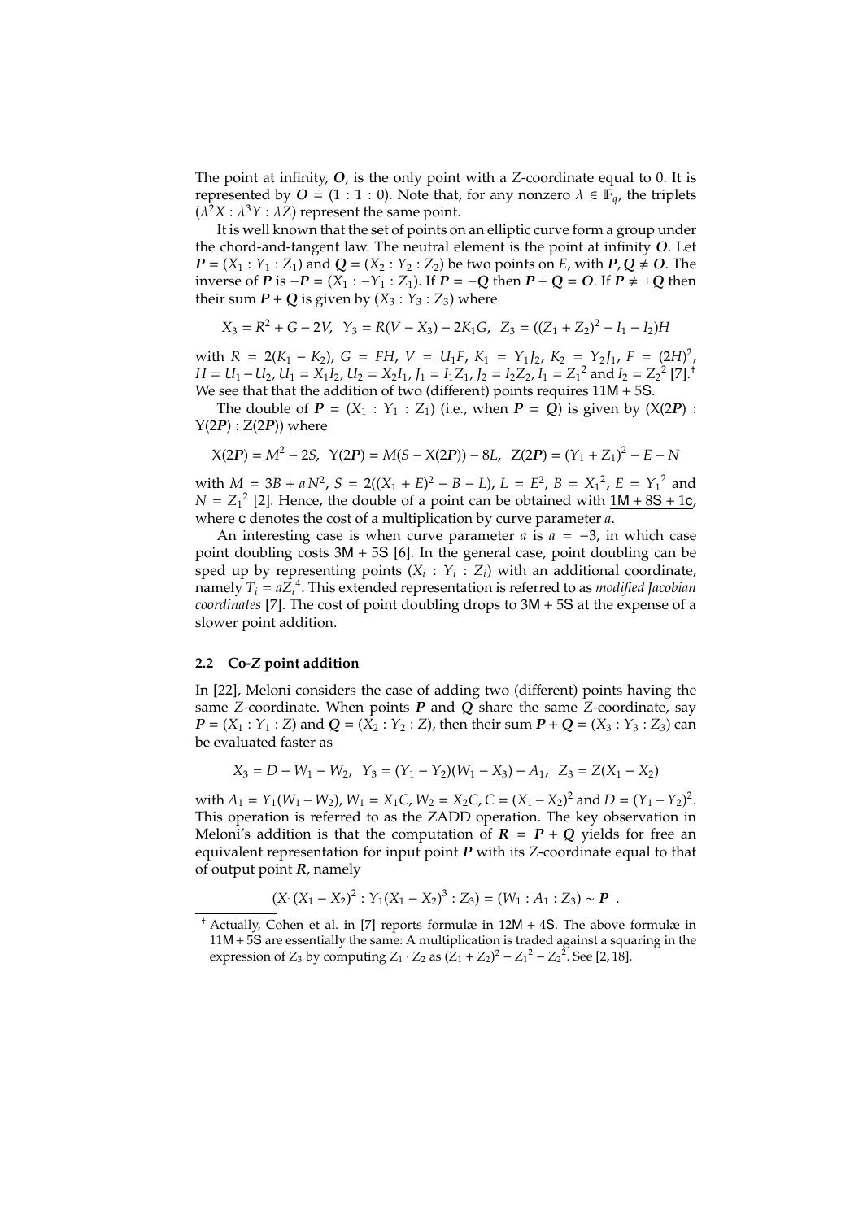The point at infinity, $\boldsymbol{O}$, is the only point with a $Z$-coordinate equal to 0. It is represented by $\boldsymbol{O} = (1 : 1 : 0)$. Note that, for any nonzero $\lambda \in \mathbb{F}_q$, the triplets $(\lambda^2 X : \lambda^3 Y : \lambda Z)$ represent the same point.

It is well known that the set of points on an elliptic curve form a group under the chord-and-tangent law. The neutral element is the point at infinity $\boldsymbol{O}$. Let $\boldsymbol{P} = (X_1 : Y_1 : Z_1)$ and $\boldsymbol{Q} = (X_2 : Y_2 : Z_2)$ be two points on $E$, with $\boldsymbol{P}, \boldsymbol{Q} \neq \boldsymbol{O}$. The inverse of $\boldsymbol{P}$ is $-\boldsymbol{P} = (X_1 : -Y_1 : Z_1)$. If $\boldsymbol{P} = -\boldsymbol{Q}$ then $\boldsymbol{P} + \boldsymbol{Q} = \boldsymbol{O}$. If $\boldsymbol{P} \neq \pm\boldsymbol{Q}$ then their sum $\boldsymbol{P} + \boldsymbol{Q}$ is given by $(X_3 : Y_3 : Z_3)$ where

$$X_3 = R^2 + G - 2V, \quad Y_3 = R(V - X_3) - 2K_1 G, \quad Z_3 = ((Z_1 + Z_2)^2 - I_1 - I_2)H$$

with $R = 2(K_1 - K_2)$, $G = FH$, $V = U_1 F$, $K_1 = Y_1 J_2$, $K_2 = Y_2 J_1$, $F = (2H)^2$, $H = U_1 - U_2$, $U_1 = X_1 I_2$, $U_2 = X_2 I_1$, $J_1 = I_1 Z_1$, $J_2 = I_2 Z_2$, $I_1 = {Z_1}^2$ and $I_2 = {Z_2}^2$ [7].[†] We see that that the addition of two (different) points requires <u>11M + 5S</u>.

The double of $\boldsymbol{P} = (X_1 : Y_1 : Z_1)$ (i.e., when $\boldsymbol{P} = \boldsymbol{Q}$) is given by $(\mathrm{X}(2\boldsymbol{P}) : \mathrm{Y}(2\boldsymbol{P}) : \mathrm{Z}(2\boldsymbol{P}))$ where

$$\mathrm{X}(2\boldsymbol{P}) = M^2 - 2S, \quad \mathrm{Y}(2\boldsymbol{P}) = M(S - \mathrm{X}(2\boldsymbol{P})) - 8L, \quad \mathrm{Z}(2\boldsymbol{P}) = (Y_1 + Z_1)^2 - E - N$$

with $M = 3B + a\,N^2$, $S = 2((X_1 + E)^2 - B - L)$, $L = E^2$, $B = {X_1}^2$, $E = {Y_1}^2$ and $N = {Z_1}^2$ [2]. Hence, the double of a point can be obtained with <u>1M + 8S + 1c</u>, where c denotes the cost of a multiplication by curve parameter $a$.

An interesting case is when curve parameter $a$ is $a = -3$, in which case point doubling costs 3M + 5S [6]. In the general case, point doubling can be sped up by representing points $(X_i : Y_i : Z_i)$ with an additional coordinate, namely $T_i = a{Z_i}^4$. This extended representation is referred to as *modified Jacobian coordinates* [7]. The cost of point doubling drops to 3M + 5S at the expense of a slower point addition.

### 2.2 Co-$Z$ point addition

In [22], Meloni considers the case of adding two (different) points having the same $Z$-coordinate. When points $\boldsymbol{P}$ and $\boldsymbol{Q}$ share the same $Z$-coordinate, say $\boldsymbol{P} = (X_1 : Y_1 : Z)$ and $\boldsymbol{Q} = (X_2 : Y_2 : Z)$, then their sum $\boldsymbol{P} + \boldsymbol{Q} = (X_3 : Y_3 : Z_3)$ can be evaluated faster as

$$X_3 = D - W_1 - W_2, \quad Y_3 = (Y_1 - Y_2)(W_1 - X_3) - A_1, \quad Z_3 = Z(X_1 - X_2)$$

with $A_1 = Y_1(W_1 - W_2)$, $W_1 = X_1 C$, $W_2 = X_2 C$, $C = (X_1 - X_2)^2$ and $D = (Y_1 - Y_2)^2$. This operation is referred to as the ZADD operation. The key observation in Meloni's addition is that the computation of $\boldsymbol{R} = \boldsymbol{P} + \boldsymbol{Q}$ yields for free an equivalent representation for input point $\boldsymbol{P}$ with its $Z$-coordinate equal to that of output point $\boldsymbol{R}$, namely

$$(X_1(X_1 - X_2)^2 : Y_1(X_1 - X_2)^3 : Z_3) = (W_1 : A_1 : Z_3) \sim \boldsymbol{P} \ .$$

---

[†] Actually, Cohen et al. in [7] reports formulæ in 12M + 4S. The above formulæ in 11M + 5S are essentially the same: A multiplication is traded against a squaring in the expression of $Z_3$ by computing $Z_1 \cdot Z_2$ as $(Z_1 + Z_2)^2 - {Z_1}^2 - {Z_2}^2$. See [2, 18].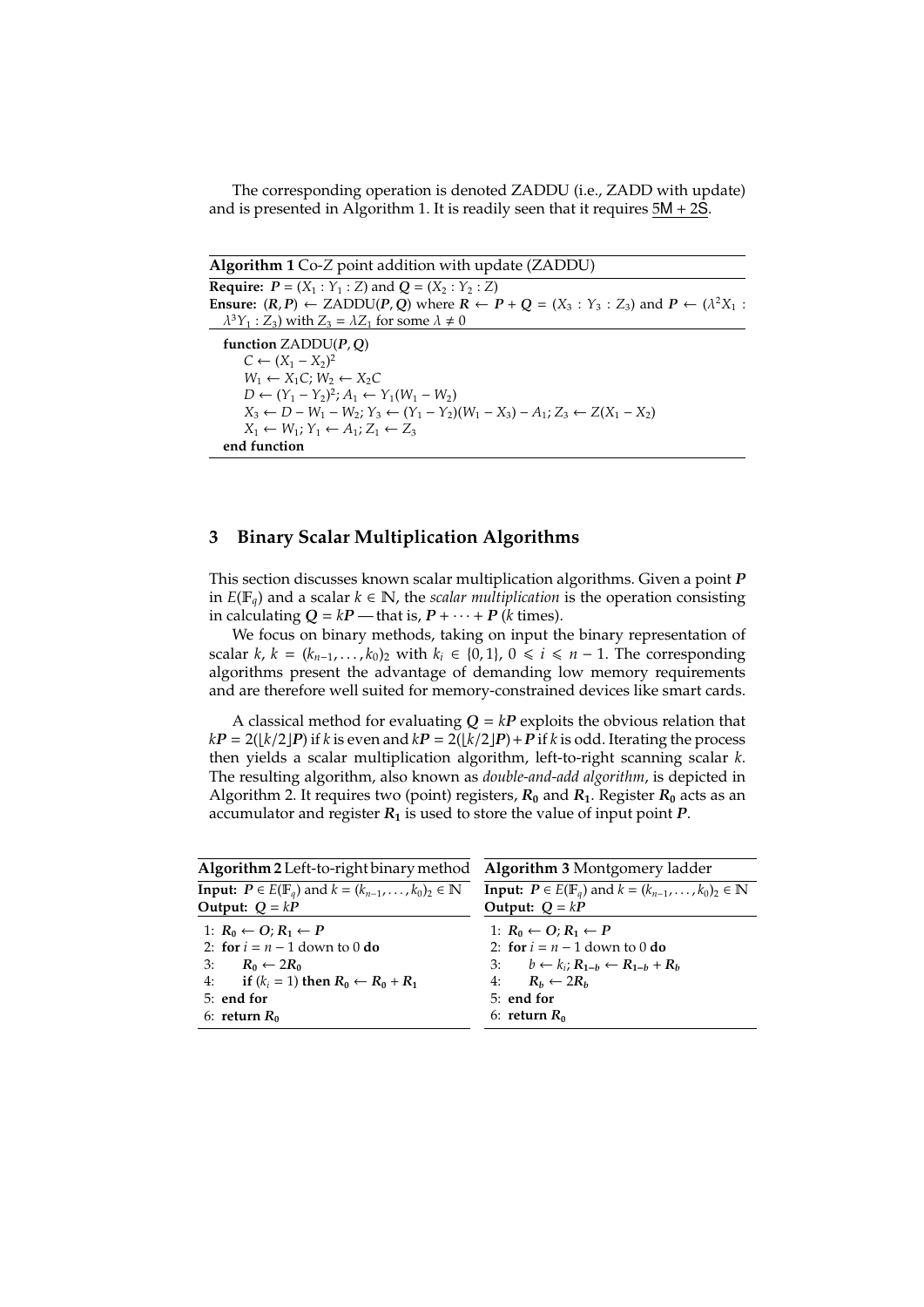The corresponding operation is denoted ZADDU (i.e., ZADD with update) and is presented in Algorithm 1. It is readily seen that it requires 5M + 2S.

---

**Algorithm 1** Co-$Z$ point addition with update (ZADDU)

---

**Require:** $\boldsymbol{P} = (X_1 : Y_1 : Z)$ and $\boldsymbol{Q} = (X_2 : Y_2 : Z)$

**Ensure:** $(\boldsymbol{R}, \boldsymbol{P}) \leftarrow \text{ZADDU}(\boldsymbol{P}, \boldsymbol{Q})$ where $\boldsymbol{R} \leftarrow \boldsymbol{P} + \boldsymbol{Q} = (X_3 : Y_3 : Z_3)$ and $\boldsymbol{P} \leftarrow (\lambda^2 X_1 : \lambda^3 Y_1 : Z_3)$ with $Z_3 = \lambda Z_1$ for some $\lambda \neq 0$

---

```
function ZADDU(P, Q)
    C ← (X1 − X2)^2
    W1 ← X1·C; W2 ← X2·C
    D ← (Y1 − Y2)^2; A1 ← Y1(W1 − W2)
    X3 ← D − W1 − W2; Y3 ← (Y1 − Y2)(W1 − X3) − A1; Z3 ← Z(X1 − X2)
    X1 ← W1; Y1 ← A1; Z1 ← Z3
end function
```

## 3 Binary Scalar Multiplication Algorithms

This section discusses known scalar multiplication algorithms. Given a point $\boldsymbol{P}$ in $E(\mathbb{F}_q)$ and a scalar $k \in \mathbb{N}$, the *scalar multiplication* is the operation consisting in calculating $\boldsymbol{Q} = k\boldsymbol{P}$ — that is, $\boldsymbol{P} + \cdots + \boldsymbol{P}$ ($k$ times).

We focus on binary methods, taking on input the binary representation of scalar $k$, $k = (k_{n-1}, \ldots, k_0)_2$ with $k_i \in \{0, 1\}$, $0 \leqslant i \leqslant n-1$. The corresponding algorithms present the advantage of demanding low memory requirements and are therefore well suited for memory-constrained devices like smart cards.

A classical method for evaluating $\boldsymbol{Q} = k\boldsymbol{P}$ exploits the obvious relation that $k\boldsymbol{P} = 2(\lfloor k/2 \rfloor \boldsymbol{P})$ if $k$ is even and $k\boldsymbol{P} = 2(\lfloor k/2 \rfloor \boldsymbol{P}) + \boldsymbol{P}$ if $k$ is odd. Iterating the process then yields a scalar multiplication algorithm, left-to-right scanning scalar $k$. The resulting algorithm, also known as *double-and-add algorithm*, is depicted in Algorithm 2. It requires two (point) registers, $\boldsymbol{R_0}$ and $\boldsymbol{R_1}$. Register $\boldsymbol{R_0}$ acts as an accumulator and register $\boldsymbol{R_1}$ is used to store the value of input point $\boldsymbol{P}$.

---

**Algorithm 2** Left-to-right binary method

---

**Input:** $\boldsymbol{P} \in E(\mathbb{F}_q)$ and $k = (k_{n-1}, \ldots, k_0)_2 \in \mathbb{N}$

**Output:** $\boldsymbol{Q} = k\boldsymbol{P}$

---

```
1: R0 ← O; R1 ← P
2: for i = n − 1 down to 0 do
3:     R0 ← 2R0
4:     if (k_i = 1) then R0 ← R0 + R1
5: end for
6: return R0
```

---

**Algorithm 3** Montgomery ladder

---

**Input:** $\boldsymbol{P} \in E(\mathbb{F}_q)$ and $k = (k_{n-1}, \ldots, k_0)_2 \in \mathbb{N}$

**Output:** $\boldsymbol{Q} = k\boldsymbol{P}$

---

```
1: R0 ← O; R1 ← P
2: for i = n − 1 down to 0 do
3:     b ← k_i; R_{1−b} ← R_{1−b} + R_b
4:     R_b ← 2R_b
5: end for
6: return R0
```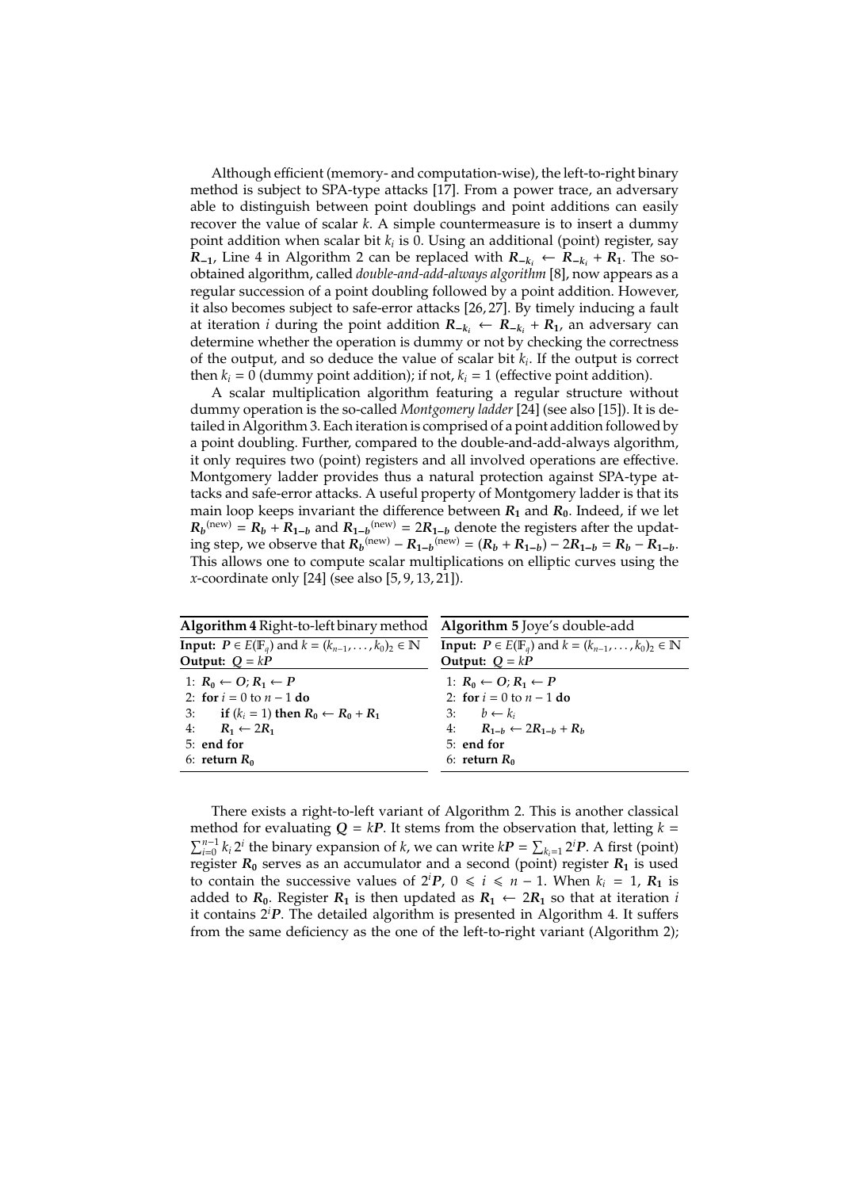Although efficient (memory- and computation-wise), the left-to-right binary method is subject to SPA-type attacks [17]. From a power trace, an adversary able to distinguish between point doublings and point additions can easily recover the value of scalar $k$. A simple countermeasure is to insert a dummy point addition when scalar bit $k_i$ is 0. Using an additional (point) register, say $\boldsymbol{R_{-1}}$, Line 4 in Algorithm 2 can be replaced with $\boldsymbol{R_{-k_i}} \leftarrow \boldsymbol{R_{-k_i}} + \boldsymbol{R_1}$. The so-obtained algorithm, called *double-and-add-always algorithm* [8], now appears as a regular succession of a point doubling followed by a point addition. However, it also becomes subject to safe-error attacks [26, 27]. By timely inducing a fault at iteration $i$ during the point addition $\boldsymbol{R_{-k_i}} \leftarrow \boldsymbol{R_{-k_i}} + \boldsymbol{R_1}$, an adversary can determine whether the operation is dummy or not by checking the correctness of the output, and so deduce the value of scalar bit $k_i$. If the output is correct then $k_i = 0$ (dummy point addition); if not, $k_i = 1$ (effective point addition).

A scalar multiplication algorithm featuring a regular structure without dummy operation is the so-called *Montgomery ladder* [24] (see also [15]). It is detailed in Algorithm 3. Each iteration is comprised of a point addition followed by a point doubling. Further, compared to the double-and-add-always algorithm, it only requires two (point) registers and all involved operations are effective. Montgomery ladder provides thus a natural protection against SPA-type attacks and safe-error attacks. A useful property of Montgomery ladder is that its main loop keeps invariant the difference between $\boldsymbol{R_1}$ and $\boldsymbol{R_0}$. Indeed, if we let $\boldsymbol{R_b}^{(\text{new})} = \boldsymbol{R_b} + \boldsymbol{R_{1-b}}$ and $\boldsymbol{R_{1-b}}^{(\text{new})} = 2\boldsymbol{R_{1-b}}$ denote the registers after the updating step, we observe that $\boldsymbol{R_b}^{(\text{new})} - \boldsymbol{R_{1-b}}^{(\text{new})} = (\boldsymbol{R_b} + \boldsymbol{R_{1-b}}) - 2\boldsymbol{R_{1-b}} = \boldsymbol{R_b} - \boldsymbol{R_{1-b}}$. This allows one to compute scalar multiplications on elliptic curves using the $x$-coordinate only [24] (see also [5, 9, 13, 21]).

**Algorithm 4** Right-to-left binary method

**Input:** $\boldsymbol{P} \in E(\mathbb{F}_q)$ and $k = (k_{n-1}, \ldots, k_0)_2 \in \mathbb{N}$
**Output:** $\boldsymbol{Q} = k\boldsymbol{P}$

```
1: R_0 ← O; R_1 ← P
2: for i = 0 to n − 1 do
3:     if (k_i = 1) then R_0 ← R_0 + R_1
4:     R_1 ← 2R_1
5: end for
6: return R_0
```

**Algorithm 5** Joye's double-add

**Input:** $\boldsymbol{P} \in E(\mathbb{F}_q)$ and $k = (k_{n-1}, \ldots, k_0)_2 \in \mathbb{N}$
**Output:** $\boldsymbol{Q} = k\boldsymbol{P}$

```
1: R_0 ← O; R_1 ← P
2: for i = 0 to n − 1 do
3:     b ← k_i
4:     R_{1−b} ← 2R_{1−b} + R_b
5: end for
6: return R_0
```

There exists a right-to-left variant of Algorithm 2. This is another classical method for evaluating $\boldsymbol{Q} = k\boldsymbol{P}$. It stems from the observation that, letting $k = \sum_{i=0}^{n-1} k_i 2^i$ the binary expansion of $k$, we can write $k\boldsymbol{P} = \sum_{k_i=1} 2^i\boldsymbol{P}$. A first (point) register $\boldsymbol{R_0}$ serves as an accumulator and a second (point) register $\boldsymbol{R_1}$ is used to contain the successive values of $2^i\boldsymbol{P}$, $0 \leqslant i \leqslant n-1$. When $k_i = 1$, $\boldsymbol{R_1}$ is added to $\boldsymbol{R_0}$. Register $\boldsymbol{R_1}$ is then updated as $\boldsymbol{R_1} \leftarrow 2\boldsymbol{R_1}$ so that at iteration $i$ it contains $2^i\boldsymbol{P}$. The detailed algorithm is presented in Algorithm 4. It suffers from the same deficiency as the one of the left-to-right variant (Algorithm 2);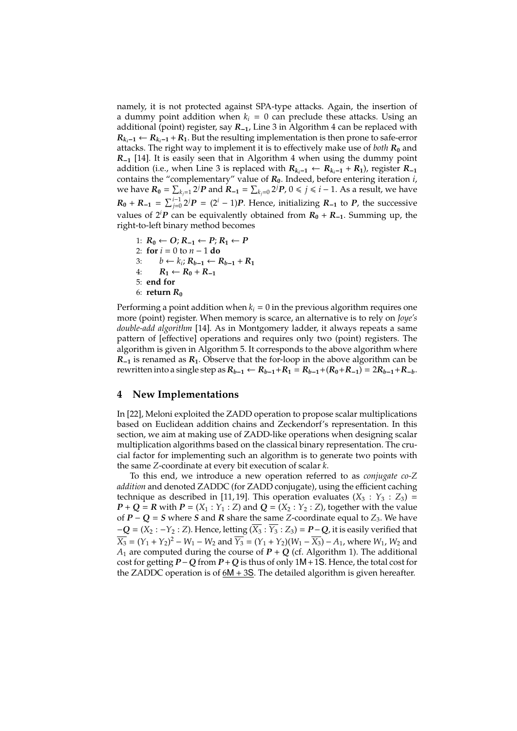namely, it is not protected against SPA-type attacks. Again, the insertion of a dummy point addition when $k_i = 0$ can preclude these attacks. Using an additional (point) register, say $\boldsymbol{R_{-1}}$, Line 3 in Algorithm 4 can be replaced with $\boldsymbol{R}_{k_i-1} \leftarrow \boldsymbol{R}_{k_i-1} + \boldsymbol{R_1}$. But the resulting implementation is then prone to safe-error attacks. The right way to implement it is to effectively make use of *both* $\boldsymbol{R_0}$ and $\boldsymbol{R_{-1}}$ [14]. It is easily seen that in Algorithm 4 when using the dummy point addition (i.e., when Line 3 is replaced with $\boldsymbol{R}_{k_i-1} \leftarrow \boldsymbol{R}_{k_i-1} + \boldsymbol{R_1}$), register $\boldsymbol{R_{-1}}$ contains the "complementary" value of $\boldsymbol{R_0}$. Indeed, before entering iteration $i$, we have $\boldsymbol{R_0} = \sum_{k_j=1} 2^j \boldsymbol{P}$ and $\boldsymbol{R_{-1}} = \sum_{k_j=0} 2^j \boldsymbol{P}$, $0 \leqslant j \leqslant i-1$. As a result, we have $\boldsymbol{R_0} + \boldsymbol{R_{-1}} = \sum_{j=0}^{i-1} 2^j \boldsymbol{P} = (2^i - 1)\boldsymbol{P}$. Hence, initializing $\boldsymbol{R_{-1}}$ to $\boldsymbol{P}$, the successive values of $2^i \boldsymbol{P}$ can be equivalently obtained from $\boldsymbol{R_0} + \boldsymbol{R_{-1}}$. Summing up, the right-to-left binary method becomes

1: $\boldsymbol{R_0} \leftarrow \boldsymbol{O}$; $\boldsymbol{R_{-1}} \leftarrow \boldsymbol{P}$; $\boldsymbol{R_1} \leftarrow \boldsymbol{P}$
2: **for** $i = 0$ to $n-1$ **do**
3: $\quad b \leftarrow k_i$; $\boldsymbol{R}_{b-1} \leftarrow \boldsymbol{R}_{b-1} + \boldsymbol{R_1}$
4: $\quad \boldsymbol{R_1} \leftarrow \boldsymbol{R_0} + \boldsymbol{R_{-1}}$
5: **end for**
6: **return** $\boldsymbol{R_0}$

Performing a point addition when $k_i = 0$ in the previous algorithm requires one more (point) register. When memory is scarce, an alternative is to rely on *Joye's double-add algorithm* [14]. As in Montgomery ladder, it always repeats a same pattern of [effective] operations and requires only two (point) registers. The algorithm is given in Algorithm 5. It corresponds to the above algorithm where $\boldsymbol{R_{-1}}$ is renamed as $\boldsymbol{R_1}$. Observe that the for-loop in the above algorithm can be rewritten into a single step as $\boldsymbol{R}_{b-1} \leftarrow \boldsymbol{R}_{b-1} + \boldsymbol{R_1} = \boldsymbol{R}_{b-1} + (\boldsymbol{R_0} + \boldsymbol{R_{-1}}) = 2\boldsymbol{R}_{b-1} + \boldsymbol{R}_{-b}$.

## 4 New Implementations

In [22], Meloni exploited the ZADD operation to propose scalar multiplications based on Euclidean addition chains and Zeckendorf's representation. In this section, we aim at making use of ZADD-like operations when designing scalar multiplication algorithms based on the classical binary representation. The crucial factor for implementing such an algorithm is to generate two points with the same $Z$-coordinate at every bit execution of scalar $k$.

To this end, we introduce a new operation referred to as *conjugate co-Z addition* and denoted ZADDC (for ZADD conjugate), using the efficient caching technique as described in [11, 19]. This operation evaluates $(X_3 : Y_3 : Z_3) = \boldsymbol{P} + \boldsymbol{Q} = \boldsymbol{R}$ with $\boldsymbol{P} = (X_1 : Y_1 : Z)$ and $\boldsymbol{Q} = (X_2 : Y_2 : Z)$, together with the value of $\boldsymbol{P} - \boldsymbol{Q} = \boldsymbol{S}$ where $\boldsymbol{S}$ and $\boldsymbol{R}$ share the same $Z$-coordinate equal to $Z_3$. We have $-\boldsymbol{Q} = (X_2 : -Y_2 : Z)$. Hence, letting $(\overline{X_3} : \overline{Y_3} : Z_3) = \boldsymbol{P} - \boldsymbol{Q}$, it is easily verified that $\overline{X_3} = (Y_1 + Y_2)^2 - W_1 - W_2$ and $\overline{Y_3} = (Y_1 + Y_2)(W_1 - \overline{X_3}) - A_1$, where $W_1$, $W_2$ and $A_1$ are computed during the course of $\boldsymbol{P} + \boldsymbol{Q}$ (cf. Algorithm 1). The additional cost for getting $\boldsymbol{P} - \boldsymbol{Q}$ from $\boldsymbol{P} + \boldsymbol{Q}$ is thus of only $1\mathsf{M} + 1\mathsf{S}$. Hence, the total cost for the ZADDC operation is of $\underline{6\mathsf{M} + 3\mathsf{S}}$. The detailed algorithm is given hereafter.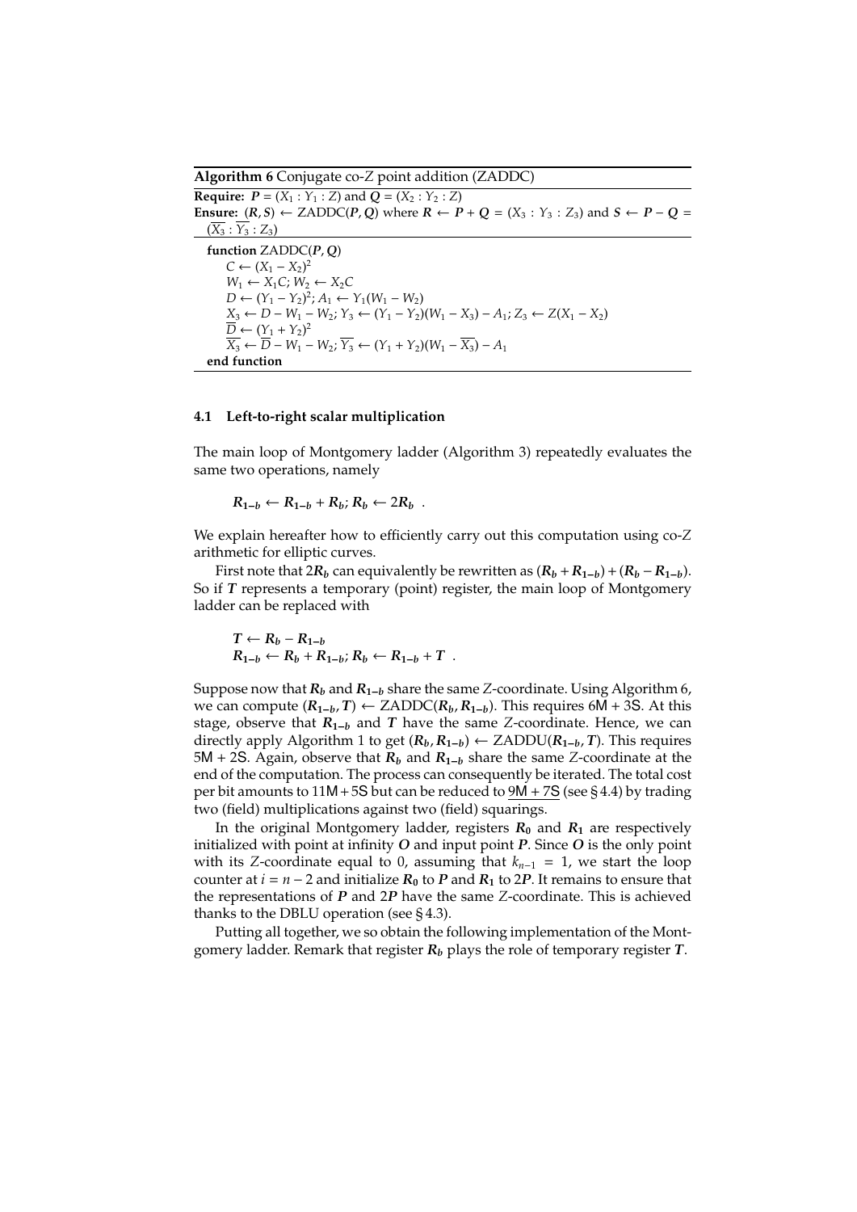**Algorithm 6** Conjugate co-Z point addition (ZADDC)

**Require:** $\boldsymbol{P} = (X_1 : Y_1 : Z)$ and $\boldsymbol{Q} = (X_2 : Y_2 : Z)$

**Ensure:** $(\boldsymbol{R}, \boldsymbol{S}) \leftarrow \text{ZADDC}(\boldsymbol{P}, \boldsymbol{Q})$ where $\boldsymbol{R} \leftarrow \boldsymbol{P} + \boldsymbol{Q} = (X_3 : Y_3 : Z_3)$ and $\boldsymbol{S} \leftarrow \boldsymbol{P} - \boldsymbol{Q} = (\overline{X_3} : \overline{Y_3} : Z_3)$

```
function ZADDC(P, Q)
    C ← (X1 − X2)^2
    W1 ← X1·C; W2 ← X2·C
    D ← (Y1 − Y2)^2; A1 ← Y1(W1 − W2)
    X3 ← D − W1 − W2; Y3 ← (Y1 − Y2)(W1 − X3) − A1; Z3 ← Z(X1 − X2)
    D̄ ← (Y1 + Y2)^2
    X̄3 ← D̄ − W1 − W2; Ȳ3 ← (Y1 + Y2)(W1 − X̄3) − A1
end function
```

### 4.1 Left-to-right scalar multiplication

The main loop of Montgomery ladder (Algorithm 3) repeatedly evaluates the same two operations, namely

$$\boldsymbol{R}_{1-b} \leftarrow \boldsymbol{R}_{1-b} + \boldsymbol{R}_b;\ \boldsymbol{R}_b \leftarrow 2\boldsymbol{R}_b\ .$$

We explain hereafter how to efficiently carry out this computation using co-$Z$ arithmetic for elliptic curves.

First note that $2\boldsymbol{R}_b$ can equivalently be rewritten as $(\boldsymbol{R}_b + \boldsymbol{R}_{1-b}) + (\boldsymbol{R}_b - \boldsymbol{R}_{1-b})$. So if $\boldsymbol{T}$ represents a temporary (point) register, the main loop of Montgomery ladder can be replaced with

$$\begin{aligned}&\boldsymbol{T} \leftarrow \boldsymbol{R}_b - \boldsymbol{R}_{1-b}\\ &\boldsymbol{R}_{1-b} \leftarrow \boldsymbol{R}_b + \boldsymbol{R}_{1-b};\ \boldsymbol{R}_b \leftarrow \boldsymbol{R}_{1-b} + \boldsymbol{T}\ .\end{aligned}$$

Suppose now that $\boldsymbol{R}_b$ and $\boldsymbol{R}_{1-b}$ share the same $Z$-coordinate. Using Algorithm 6, we can compute $(\boldsymbol{R}_{1-b}, \boldsymbol{T}) \leftarrow \text{ZADDC}(\boldsymbol{R}_b, \boldsymbol{R}_{1-b})$. This requires $6\mathsf{M} + 3\mathsf{S}$. At this stage, observe that $\boldsymbol{R}_{1-b}$ and $\boldsymbol{T}$ have the same $Z$-coordinate. Hence, we can directly apply Algorithm 1 to get $(\boldsymbol{R}_b, \boldsymbol{R}_{1-b}) \leftarrow \text{ZADDU}(\boldsymbol{R}_{1-b}, \boldsymbol{T})$. This requires $5\mathsf{M} + 2\mathsf{S}$. Again, observe that $\boldsymbol{R}_b$ and $\boldsymbol{R}_{1-b}$ share the same $Z$-coordinate at the end of the computation. The process can consequently be iterated. The total cost per bit amounts to $11\mathsf{M} + 5\mathsf{S}$ but can be reduced to $\underline{9\mathsf{M} + 7\mathsf{S}}$ (see § 4.4) by trading two (field) multiplications against two (field) squarings.

In the original Montgomery ladder, registers $\boldsymbol{R}_0$ and $\boldsymbol{R}_1$ are respectively initialized with point at infinity $\boldsymbol{O}$ and input point $\boldsymbol{P}$. Since $\boldsymbol{O}$ is the only point with its $Z$-coordinate equal to 0, assuming that $k_{n-1} = 1$, we start the loop counter at $i = n - 2$ and initialize $\boldsymbol{R}_0$ to $\boldsymbol{P}$ and $\boldsymbol{R}_1$ to $2\boldsymbol{P}$. It remains to ensure that the representations of $\boldsymbol{P}$ and $2\boldsymbol{P}$ have the same $Z$-coordinate. This is achieved thanks to the DBLU operation (see § 4.3).

Putting all together, we so obtain the following implementation of the Montgomery ladder. Remark that register $\boldsymbol{R}_b$ plays the role of temporary register $\boldsymbol{T}$.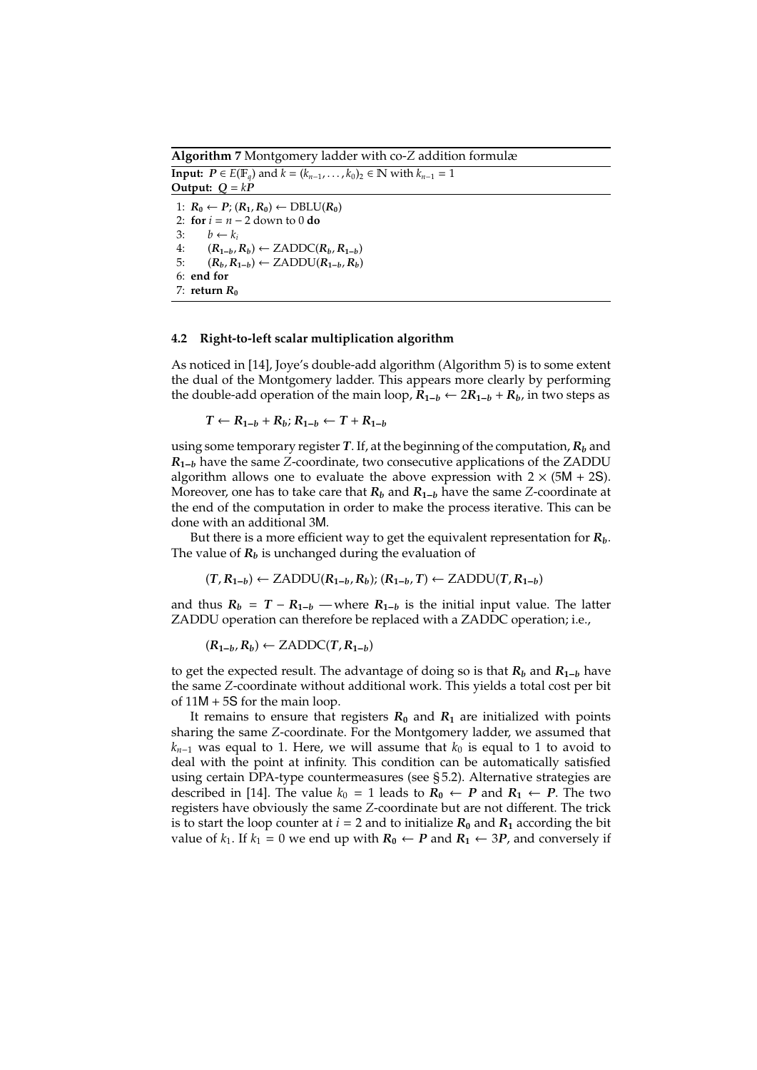**Algorithm 7** Montgomery ladder with co-$Z$ addition formulæ

**Input:** $\boldsymbol{P} \in E(\mathbb{F}_q)$ and $k = (k_{n-1}, \ldots, k_0)_2 \in \mathbb{N}$ with $k_{n-1} = 1$
**Output:** $\boldsymbol{Q} = k\boldsymbol{P}$

```
1: R0 ← P; (R1, R0) ← DBLU(R0)
2: for i = n − 2 down to 0 do
3:     b ← k_i
4:     (R_{1−b}, R_b) ← ZADDC(R_b, R_{1−b})
5:     (R_b, R_{1−b}) ← ZADDU(R_{1−b}, R_b)
6: end for
7: return R0
```

### 4.2 Right-to-left scalar multiplication algorithm

As noticed in [14], Joye's double-add algorithm (Algorithm 5) is to some extent the dual of the Montgomery ladder. This appears more clearly by performing the double-add operation of the main loop, $\boldsymbol{R_{1-b}} \leftarrow 2\boldsymbol{R_{1-b}} + \boldsymbol{R_b}$, in two steps as

$$\boldsymbol{T} \leftarrow \boldsymbol{R_{1-b}} + \boldsymbol{R_b};\ \boldsymbol{R_{1-b}} \leftarrow \boldsymbol{T} + \boldsymbol{R_{1-b}}$$

using some temporary register $\boldsymbol{T}$. If, at the beginning of the computation, $\boldsymbol{R_b}$ and $\boldsymbol{R_{1-b}}$ have the same $Z$-coordinate, two consecutive applications of the ZADDU algorithm allows one to evaluate the above expression with $2 \times (5\mathsf{M} + 2\mathsf{S})$. Moreover, one has to take care that $\boldsymbol{R_b}$ and $\boldsymbol{R_{1-b}}$ have the same $Z$-coordinate at the end of the computation in order to make the process iterative. This can be done with an additional $3\mathsf{M}$.

But there is a more efficient way to get the equivalent representation for $\boldsymbol{R_b}$. The value of $\boldsymbol{R_b}$ is unchanged during the evaluation of

$$(\boldsymbol{T}, \boldsymbol{R_{1-b}}) \leftarrow \mathrm{ZADDU}(\boldsymbol{R_{1-b}}, \boldsymbol{R_b});\ (\boldsymbol{R_{1-b}}, \boldsymbol{T}) \leftarrow \mathrm{ZADDU}(\boldsymbol{T}, \boldsymbol{R_{1-b}})$$

and thus $\boldsymbol{R_b} = \boldsymbol{T} - \boldsymbol{R_{1-b}}$ — where $\boldsymbol{R_{1-b}}$ is the initial input value. The latter ZADDU operation can therefore be replaced with a ZADDC operation; i.e.,

$$(\boldsymbol{R_{1-b}}, \boldsymbol{R_b}) \leftarrow \mathrm{ZADDC}(\boldsymbol{T}, \boldsymbol{R_{1-b}})$$

to get the expected result. The advantage of doing so is that $\boldsymbol{R_b}$ and $\boldsymbol{R_{1-b}}$ have the same $Z$-coordinate without additional work. This yields a total cost per bit of $11\mathsf{M} + 5\mathsf{S}$ for the main loop.

It remains to ensure that registers $\boldsymbol{R_0}$ and $\boldsymbol{R_1}$ are initialized with points sharing the same $Z$-coordinate. For the Montgomery ladder, we assumed that $k_{n-1}$ was equal to 1. Here, we will assume that $k_0$ is equal to 1 to avoid to deal with the point at infinity. This condition can be automatically satisfied using certain DPA-type countermeasures (see § 5.2). Alternative strategies are described in [14]. The value $k_0 = 1$ leads to $\boldsymbol{R_0} \leftarrow \boldsymbol{P}$ and $\boldsymbol{R_1} \leftarrow \boldsymbol{P}$. The two registers have obviously the same $Z$-coordinate but are not different. The trick is to start the loop counter at $i = 2$ and to initialize $\boldsymbol{R_0}$ and $\boldsymbol{R_1}$ according the bit value of $k_1$. If $k_1 = 0$ we end up with $\boldsymbol{R_0} \leftarrow \boldsymbol{P}$ and $\boldsymbol{R_1} \leftarrow 3\boldsymbol{P}$, and conversely if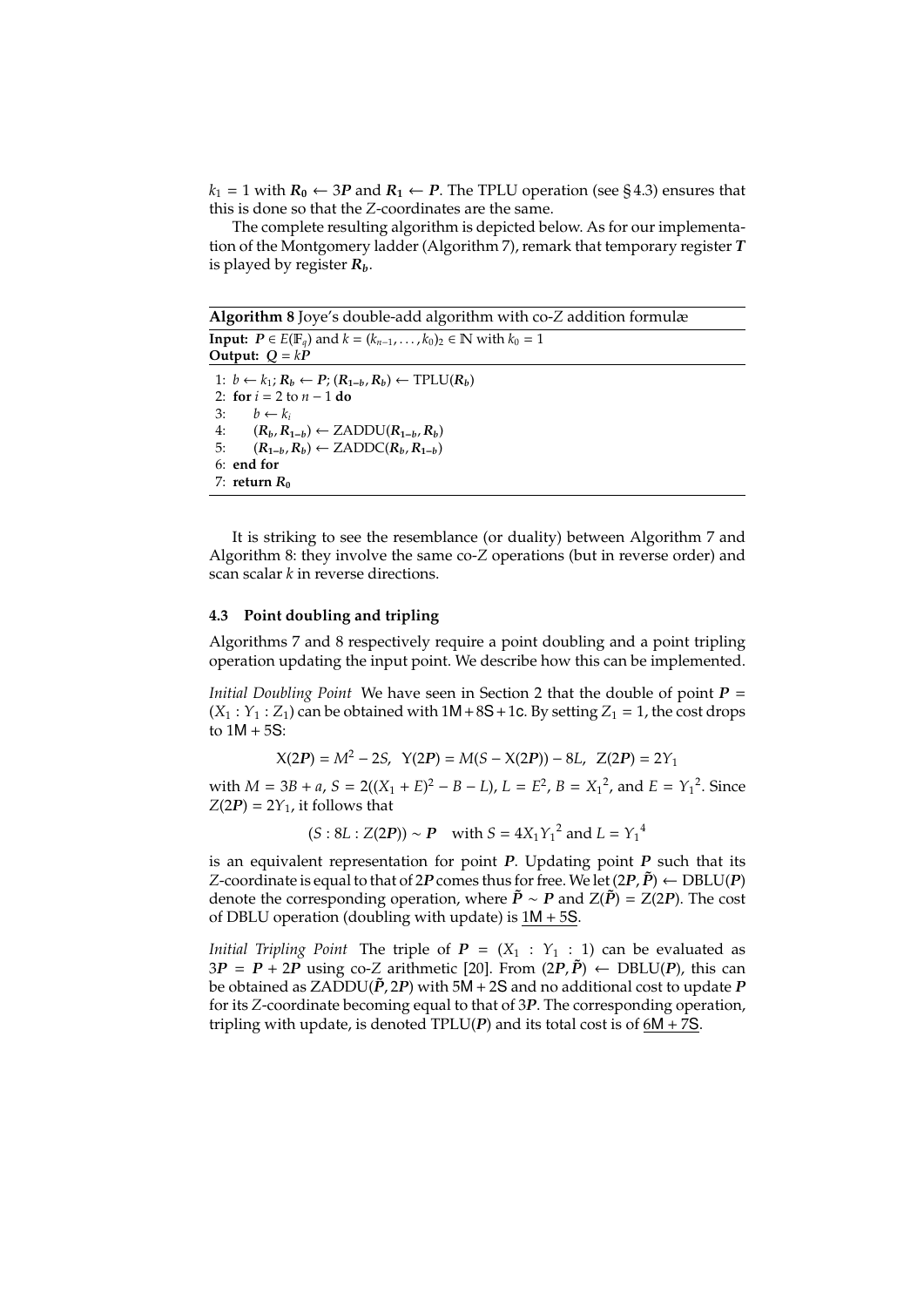$k_1 = 1$ with $\boldsymbol{R_0} \leftarrow 3\boldsymbol{P}$ and $\boldsymbol{R_1} \leftarrow \boldsymbol{P}$. The TPLU operation (see § 4.3) ensures that this is done so that the $Z$-coordinates are the same.

The complete resulting algorithm is depicted below. As for our implementation of the Montgomery ladder (Algorithm 7), remark that temporary register $\boldsymbol{T}$ is played by register $\boldsymbol{R_b}$.

**Algorithm 8** Joye's double-add algorithm with co-$Z$ addition formulæ

**Input:** $\boldsymbol{P} \in E(\mathbb{F}_q)$ and $k = (k_{n-1}, \ldots, k_0)_2 \in \mathbb{N}$ with $k_0 = 1$
**Output:** $\boldsymbol{Q} = k\boldsymbol{P}$

1: $b \leftarrow k_1$; $\boldsymbol{R_b} \leftarrow \boldsymbol{P}$; $(\boldsymbol{R_{1-b}}, \boldsymbol{R_b}) \leftarrow \mathrm{TPLU}(\boldsymbol{R_b})$
2: **for** $i = 2$ to $n-1$ **do**
3: $\quad b \leftarrow k_i$
4: $\quad (\boldsymbol{R_b}, \boldsymbol{R_{1-b}}) \leftarrow \mathrm{ZADDU}(\boldsymbol{R_{1-b}}, \boldsymbol{R_b})$
5: $\quad (\boldsymbol{R_{1-b}}, \boldsymbol{R_b}) \leftarrow \mathrm{ZADDC}(\boldsymbol{R_b}, \boldsymbol{R_{1-b}})$
6: **end for**
7: **return** $\boldsymbol{R_0}$

It is striking to see the resemblance (or duality) between Algorithm 7 and Algorithm 8: they involve the same co-$Z$ operations (but in reverse order) and scan scalar $k$ in reverse directions.

### 4.3 Point doubling and tripling

Algorithms 7 and 8 respectively require a point doubling and a point tripling operation updating the input point. We describe how this can be implemented.

*Initial Doubling Point* We have seen in Section 2 that the double of point $\boldsymbol{P} = (X_1 : Y_1 : Z_1)$ can be obtained with $1\mathsf{M} + 8\mathsf{S} + 1\mathsf{c}$. By setting $Z_1 = 1$, the cost drops to $1\mathsf{M} + 5\mathsf{S}$:

$$\mathrm{X}(2\boldsymbol{P}) = M^2 - 2S, \quad \mathrm{Y}(2\boldsymbol{P}) = M(S - \mathrm{X}(2\boldsymbol{P})) - 8L, \quad \mathrm{Z}(2\boldsymbol{P}) = 2Y_1$$

with $M = 3B + a$, $S = 2((X_1 + E)^2 - B - L)$, $L = E^2$, $B = {X_1}^2$, and $E = {Y_1}^2$. Since $Z(2\boldsymbol{P}) = 2Y_1$, it follows that

$$(S : 8L : Z(2\boldsymbol{P})) \sim \boldsymbol{P} \quad \text{with } S = 4X_1{Y_1}^2 \text{ and } L = {Y_1}^4$$

is an equivalent representation for point $\boldsymbol{P}$. Updating point $\boldsymbol{P}$ such that its $Z$-coordinate is equal to that of $2\boldsymbol{P}$ comes thus for free. We let $(2\boldsymbol{P}, \tilde{\boldsymbol{P}}) \leftarrow \mathrm{DBLU}(\boldsymbol{P})$ denote the corresponding operation, where $\tilde{\boldsymbol{P}} \sim \boldsymbol{P}$ and $\mathrm{Z}(\tilde{\boldsymbol{P}}) = \mathrm{Z}(2\boldsymbol{P})$. The cost of DBLU operation (doubling with update) is $\underline{1\mathsf{M} + 5\mathsf{S}}$.

*Initial Tripling Point* The triple of $\boldsymbol{P} = (X_1 : Y_1 : 1)$ can be evaluated as $3\boldsymbol{P} = \boldsymbol{P} + 2\boldsymbol{P}$ using co-$Z$ arithmetic [20]. From $(2\boldsymbol{P}, \tilde{\boldsymbol{P}}) \leftarrow \mathrm{DBLU}(\boldsymbol{P})$, this can be obtained as $\mathrm{ZADDU}(\tilde{\boldsymbol{P}}, 2\boldsymbol{P})$ with $5\mathsf{M} + 2\mathsf{S}$ and no additional cost to update $\boldsymbol{P}$ for its $Z$-coordinate becoming equal to that of $3\boldsymbol{P}$. The corresponding operation, tripling with update, is denoted $\mathrm{TPLU}(\boldsymbol{P})$ and its total cost is of $\underline{6\mathsf{M} + 7\mathsf{S}}$.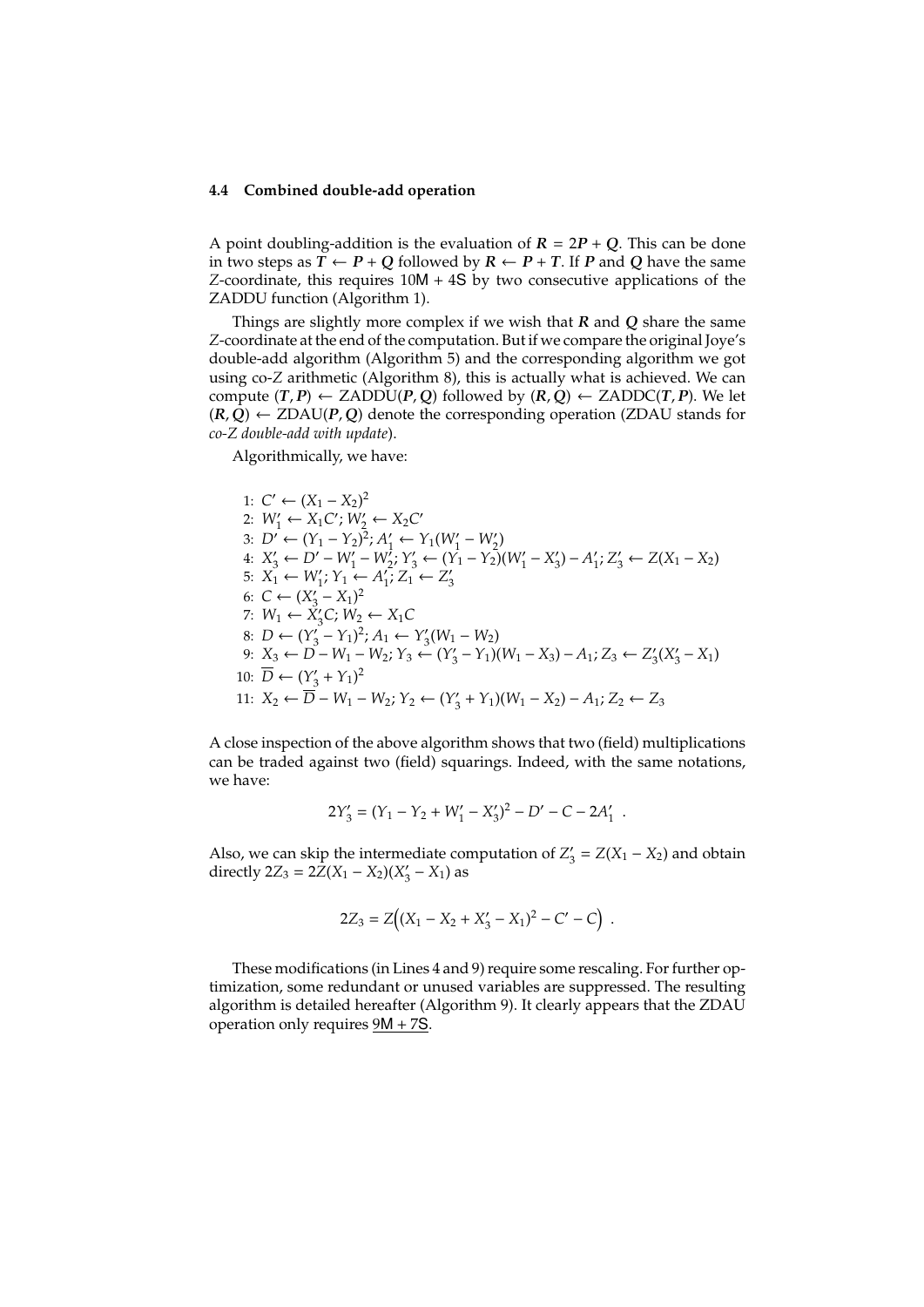### 4.4 Combined double-add operation

A point doubling-addition is the evaluation of $\boldsymbol{R} = 2\boldsymbol{P} + \boldsymbol{Q}$. This can be done in two steps as $\boldsymbol{T} \leftarrow \boldsymbol{P} + \boldsymbol{Q}$ followed by $\boldsymbol{R} \leftarrow \boldsymbol{P} + \boldsymbol{T}$. If $\boldsymbol{P}$ and $\boldsymbol{Q}$ have the same $Z$-coordinate, this requires $10\mathsf{M} + 4\mathsf{S}$ by two consecutive applications of the ZADDU function (Algorithm 1).

Things are slightly more complex if we wish that $\boldsymbol{R}$ and $\boldsymbol{Q}$ share the same $Z$-coordinate at the end of the computation. But if we compare the original Joye's double-add algorithm (Algorithm 5) and the corresponding algorithm we got using co-$Z$ arithmetic (Algorithm 8), this is actually what is achieved. We can compute $(\boldsymbol{T}, \boldsymbol{P}) \leftarrow \text{ZADDU}(\boldsymbol{P}, \boldsymbol{Q})$ followed by $(\boldsymbol{R}, \boldsymbol{Q}) \leftarrow \text{ZADDC}(\boldsymbol{T}, \boldsymbol{P})$. We let $(\boldsymbol{R}, \boldsymbol{Q}) \leftarrow \text{ZDAU}(\boldsymbol{P}, \boldsymbol{Q})$ denote the corresponding operation (ZDAU stands for *co-Z double-add with update*).

Algorithmically, we have:

1: $C' \leftarrow (X_1 - X_2)^2$
2: $W_1' \leftarrow X_1 C'$; $W_2' \leftarrow X_2 C'$
3: $D' \leftarrow (Y_1 - Y_2)^2$; $A_1' \leftarrow Y_1(W_1' - W_2')$
4: $X_3' \leftarrow D' - W_1' - W_2'$; $Y_3' \leftarrow (Y_1 - Y_2)(W_1' - X_3') - A_1'$; $Z_3' \leftarrow Z(X_1 - X_2)$
5: $X_1 \leftarrow W_1'$; $Y_1 \leftarrow A_1'$; $Z_1 \leftarrow Z_3'$
6: $C \leftarrow (X_3' - X_1)^2$
7: $W_1 \leftarrow X_3' C$; $W_2 \leftarrow X_1 C$
8: $D \leftarrow (Y_3' - Y_1)^2$; $A_1 \leftarrow Y_3'(W_1 - W_2)$
9: $X_3 \leftarrow D - W_1 - W_2$; $Y_3 \leftarrow (Y_3' - Y_1)(W_1 - X_3) - A_1$; $Z_3 \leftarrow Z_3'(X_3' - X_1)$
10: $\overline{D} \leftarrow (Y_3' + Y_1)^2$
11: $X_2 \leftarrow \overline{D} - W_1 - W_2$; $Y_2 \leftarrow (Y_3' + Y_1)(W_1 - X_2) - A_1$; $Z_2 \leftarrow Z_3$

A close inspection of the above algorithm shows that two (field) multiplications can be traded against two (field) squarings. Indeed, with the same notations, we have:

$$2Y_3' = (Y_1 - Y_2 + W_1' - X_3')^2 - D' - C - 2A_1' \ .$$

Also, we can skip the intermediate computation of $Z_3' = Z(X_1 - X_2)$ and obtain directly $2Z_3 = 2Z(X_1 - X_2)(X_3' - X_1)$ as

$$2Z_3 = Z\Big((X_1 - X_2 + X_3' - X_1)^2 - C' - C\Big) \ .$$

These modifications (in Lines 4 and 9) require some rescaling. For further optimization, some redundant or unused variables are suppressed. The resulting algorithm is detailed hereafter (Algorithm 9). It clearly appears that the ZDAU operation only requires $\underline{9\mathsf{M} + 7\mathsf{S}}$.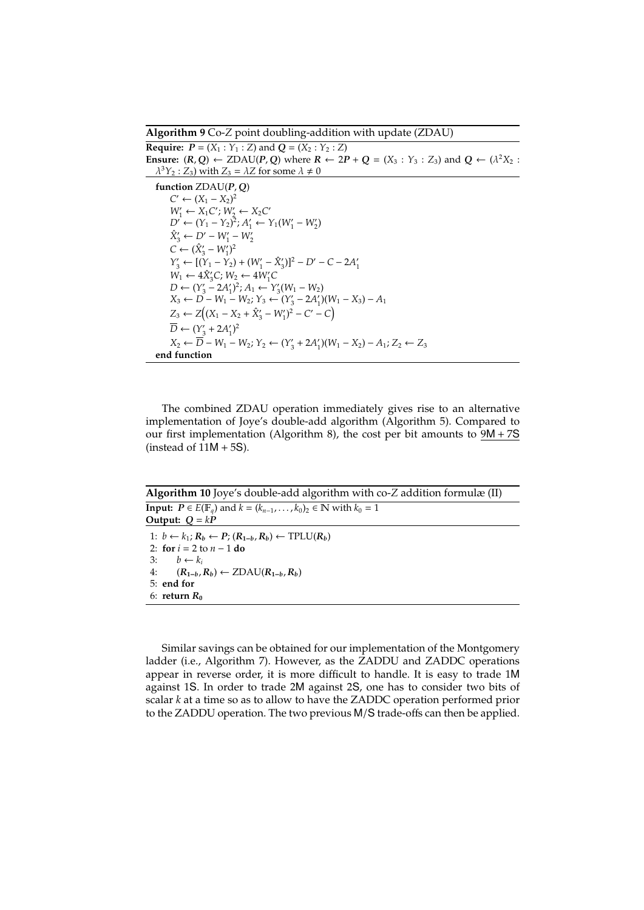**Algorithm 9** Co-$Z$ point doubling-addition with update (ZDAU)

**Require:** $\boldsymbol{P} = (X_1 : Y_1 : Z)$ and $\boldsymbol{Q} = (X_2 : Y_2 : Z)$
**Ensure:** $(\boldsymbol{R}, \boldsymbol{Q}) \leftarrow \text{ZDAU}(\boldsymbol{P}, \boldsymbol{Q})$ where $\boldsymbol{R} \leftarrow 2\boldsymbol{P} + \boldsymbol{Q} = (X_3 : Y_3 : Z_3)$ and $\boldsymbol{Q} \leftarrow (\lambda^2 X_2 : \lambda^3 Y_2 : Z_3)$ with $Z_3 = \lambda Z$ for some $\lambda \neq 0$

**function** ZDAU($\boldsymbol{P}, \boldsymbol{Q}$)
  $C' \leftarrow (X_1 - X_2)^2$
  $W_1' \leftarrow X_1 C'$; $W_2' \leftarrow X_2 C'$
  $D' \leftarrow (Y_1 - Y_2)^2$; $A_1' \leftarrow Y_1(W_1' - W_2')$
  $\hat{X}_3' \leftarrow D' - W_1' - W_2'$
  $C \leftarrow (\hat{X}_3' - W_1')^2$
  $Y_3' \leftarrow [(Y_1 - Y_2) + (W_1' - \hat{X}_3')]^2 - D' - C - 2A_1'$
  $W_1 \leftarrow 4\hat{X}_3' C$; $W_2 \leftarrow 4W_1' C$
  $D \leftarrow (Y_3' - 2A_1')^2$; $A_1 \leftarrow Y_3'(W_1 - W_2)$
  $X_3 \leftarrow D - W_1 - W_2$; $Y_3 \leftarrow (Y_3' - 2A_1')(W_1 - X_3) - A_1$
  $Z_3 \leftarrow Z\Big((X_1 - X_2 + \hat{X}_3' - W_1')^2 - C' - C\Big)$
  $\overline{D} \leftarrow (Y_3' + 2A_1')^2$
  $X_2 \leftarrow \overline{D} - W_1 - W_2$; $Y_2 \leftarrow (Y_3' + 2A_1')(W_1 - X_2) - A_1$; $Z_2 \leftarrow Z_3$
**end function**

The combined ZDAU operation immediately gives rise to an alternative implementation of Joye's double-add algorithm (Algorithm 5). Compared to our first implementation (Algorithm 8), the cost per bit amounts to <u>9M + 7S</u> (instead of 11M + 5S).

**Algorithm 10** Joye's double-add algorithm with co-$Z$ addition formulæ (II)

**Input:** $\boldsymbol{P} \in E(\mathbb{F}_q)$ and $k = (k_{n-1}, \ldots, k_0)_2 \in \mathbb{N}$ with $k_0 = 1$
**Output:** $\boldsymbol{Q} = k\boldsymbol{P}$

```
1: b ← k_1; R_b ← P; (R_{1−b}, R_b) ← TPLU(R_b)
2: for i = 2 to n − 1 do
3:     b ← k_i
4:     (R_{1−b}, R_b) ← ZDAU(R_{1−b}, R_b)
5: end for
6: return R_0
```

Similar savings can be obtained for our implementation of the Montgomery ladder (i.e., Algorithm 7). However, as the ZADDU and ZADDC operations appear in reverse order, it is more difficult to handle. It is easy to trade 1M against 1S. In order to trade 2M against 2S, one has to consider two bits of scalar $k$ at a time so as to allow to have the ZADDC operation performed prior to the ZADDU operation. The two previous M/S trade-offs can then be applied.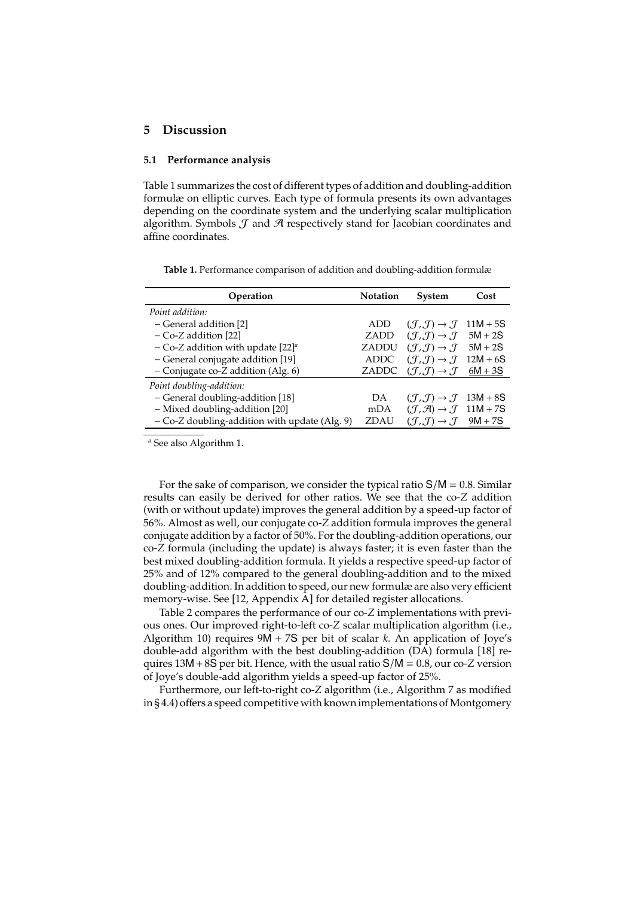## 5 Discussion

### 5.1 Performance analysis

Table 1 summarizes the cost of different types of addition and doubling-addition formulæ on elliptic curves. Each type of formula presents its own advantages depending on the coordinate system and the underlying scalar multiplication algorithm. Symbols $\mathcal{J}$ and $\mathcal{A}$ respectively stand for Jacobian coordinates and affine coordinates.

**Table 1.** Performance comparison of addition and doubling-addition formulæ

| Operation | Notation | System | Cost |
|---|---|---|---|
| *Point addition:* | | | |
| – General addition [2] | ADD | $(\mathcal{J}, \mathcal{J}) \to \mathcal{J}$ | 11M + 5S |
| – Co-Z addition [22] | ZADD | $(\mathcal{J}, \mathcal{J}) \to \mathcal{J}$ | 5M + 2S |
| – Co-Z addition with update [22][a] | ZADDU | $(\mathcal{J}, \mathcal{J}) \to \mathcal{J}$ | 5M + 2S |
| – General conjugate addition [19] | ADDC | $(\mathcal{J}, \mathcal{J}) \to \mathcal{J}$ | 12M + 6S |
| – Conjugate co-Z addition (Alg. 6) | ZADDC | $(\mathcal{J}, \mathcal{J}) \to \mathcal{J}$ | <u>6M + 3S</u> |
| *Point doubling-addition:* | | | |
| – General doubling-addition [18] | DA | $(\mathcal{J}, \mathcal{J}) \to \mathcal{J}$ | 13M + 8S |
| – Mixed doubling-addition [20] | mDA | $(\mathcal{J}, \mathcal{A}) \to \mathcal{J}$ | 11M + 7S |
| – Co-Z doubling-addition with update (Alg. 9) | ZDAU | $(\mathcal{J}, \mathcal{J}) \to \mathcal{J}$ | <u>9M + 7S</u> |

[a] See also Algorithm 1.

For the sake of comparison, we consider the typical ratio S/M = 0.8. Similar results can easily be derived for other ratios. We see that the co-$Z$ addition (with or without update) improves the general addition by a speed-up factor of 56%. Almost as well, our conjugate co-$Z$ addition formula improves the general conjugate addition by a factor of 50%. For the doubling-addition operations, our co-$Z$ formula (including the update) is always faster; it is even faster than the best mixed doubling-addition formula. It yields a respective speed-up factor of 25% and of 12% compared to the general doubling-addition and to the mixed doubling-addition. In addition to speed, our new formulæ are also very efficient memory-wise. See [12, Appendix A] for detailed register allocations.

Table 2 compares the performance of our co-$Z$ implementations with previous ones. Our improved right-to-left co-$Z$ scalar multiplication algorithm (i.e., Algorithm 10) requires 9M + 7S per bit of scalar $k$. An application of Joye's double-add algorithm with the best doubling-addition (DA) formula [18] requires 13M + 8S per bit. Hence, with the usual ratio S/M = 0.8, our co-$Z$ version of Joye's double-add algorithm yields a speed-up factor of 25%.

Furthermore, our left-to-right co-$Z$ algorithm (i.e., Algorithm 7 as modified in § 4.4) offers a speed competitive with known implementations of Montgomery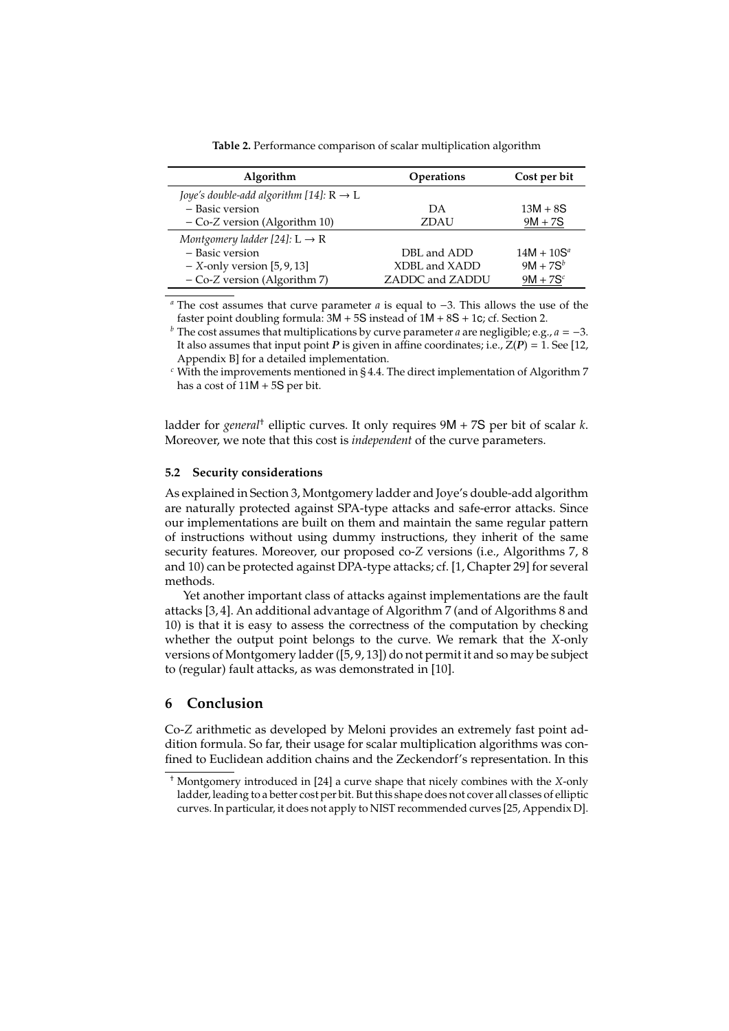**Table 2.** Performance comparison of scalar multiplication algorithm

| Algorithm | Operations | Cost per bit |
|---|---|---|
| *Joye's double-add algorithm [14]:* R → L | | |
| – Basic version | DA | 13M + 8S |
| – Co-Z version (Algorithm 10) | ZDAU | <u>9M + 7S</u> |
| *Montgomery ladder [24]:* L → R | | |
| – Basic version | DBL and ADD | 14M + 10S[a] |
| – $X$-only version [5, 9, 13] | XDBL and XADD | 9M + 7S[b] |
| – Co-Z version (Algorithm 7) | ZADDC and ZADDU | <u>9M + 7S</u>[c] |

[a] The cost assumes that curve parameter $a$ is equal to −3. This allows the use of the faster point doubling formula: 3M + 5S instead of 1M + 8S + 1c; cf. Section 2.

[b] The cost assumes that multiplications by curve parameter $a$ are negligible; e.g., $a = -3$. It also assumes that input point $\boldsymbol{P}$ is given in affine coordinates; i.e., $Z(\boldsymbol{P}) = 1$. See [12, Appendix B] for a detailed implementation.

[c] With the improvements mentioned in § 4.4. The direct implementation of Algorithm 7 has a cost of 11M + 5S per bit.

ladder for *general*[†] elliptic curves. It only requires 9M + 7S per bit of scalar $k$. Moreover, we note that this cost is *independent* of the curve parameters.

### 5.2 Security considerations

As explained in Section 3, Montgomery ladder and Joye's double-add algorithm are naturally protected against SPA-type attacks and safe-error attacks. Since our implementations are built on them and maintain the same regular pattern of instructions without using dummy instructions, they inherit of the same security features. Moreover, our proposed co-Z versions (i.e., Algorithms 7, 8 and 10) can be protected against DPA-type attacks; cf. [1, Chapter 29] for several methods.

Yet another important class of attacks against implementations are the fault attacks [3, 4]. An additional advantage of Algorithm 7 (and of Algorithms 8 and 10) is that it is easy to assess the correctness of the computation by checking whether the output point belongs to the curve. We remark that the $X$-only versions of Montgomery ladder ([5, 9, 13]) do not permit it and so may be subject to (regular) fault attacks, as was demonstrated in [10].

## 6 Conclusion

Co-Z arithmetic as developed by Meloni provides an extremely fast point addition formula. So far, their usage for scalar multiplication algorithms was confined to Euclidean addition chains and the Zeckendorf's representation. In this

[†] Montgomery introduced in [24] a curve shape that nicely combines with the $X$-only ladder, leading to a better cost per bit. But this shape does not cover all classes of elliptic curves. In particular, it does not apply to NIST recommended curves [25, Appendix D].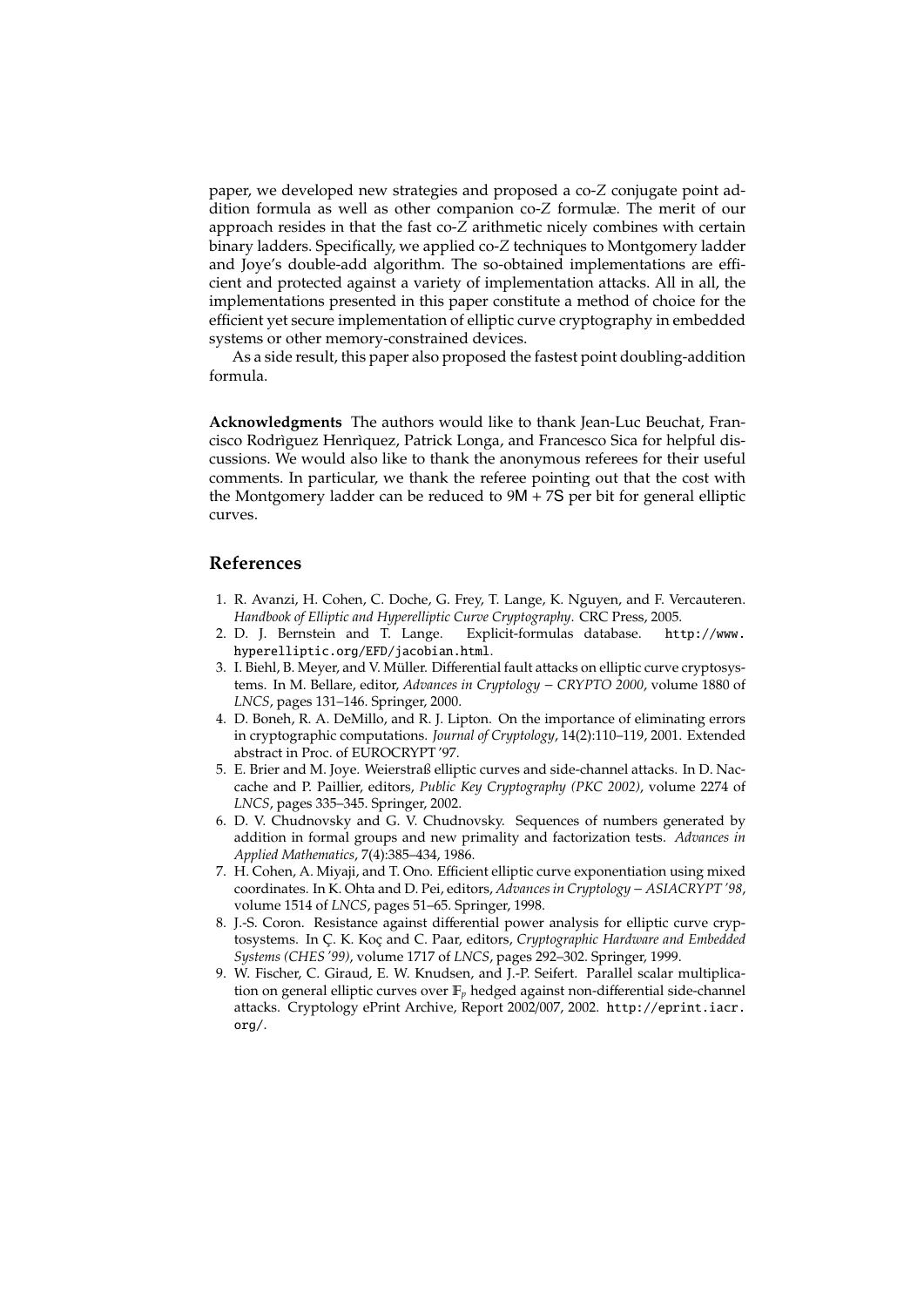paper, we developed new strategies and proposed a co-$Z$ conjugate point addition formula as well as other companion co-$Z$ formulæ. The merit of our approach resides in that the fast co-$Z$ arithmetic nicely combines with certain binary ladders. Specifically, we applied co-$Z$ techniques to Montgomery ladder and Joye's double-add algorithm. The so-obtained implementations are efficient and protected against a variety of implementation attacks. All in all, the implementations presented in this paper constitute a method of choice for the efficient yet secure implementation of elliptic curve cryptography in embedded systems or other memory-constrained devices.

As a side result, this paper also proposed the fastest point doubling-addition formula.

**Acknowledgments** The authors would like to thank Jean-Luc Beuchat, Francisco Rodrìguez Henrìquez, Patrick Longa, and Francesco Sica for helpful discussions. We would also like to thank the anonymous referees for their useful comments. In particular, we thank the referee pointing out that the cost with the Montgomery ladder can be reduced to 9M + 7S per bit for general elliptic curves.

## References

1. R. Avanzi, H. Cohen, C. Doche, G. Frey, T. Lange, K. Nguyen, and F. Vercauteren. *Handbook of Elliptic and Hyperelliptic Curve Cryptography*. CRC Press, 2005.
2. D. J. Bernstein and T. Lange. Explicit-formulas database. http://www.hyperelliptic.org/EFD/jacobian.html.
3. I. Biehl, B. Meyer, and V. Müller. Differential fault attacks on elliptic curve cryptosystems. In M. Bellare, editor, *Advances in Cryptology − CRYPTO 2000*, volume 1880 of *LNCS*, pages 131–146. Springer, 2000.
4. D. Boneh, R. A. DeMillo, and R. J. Lipton. On the importance of eliminating errors in cryptographic computations. *Journal of Cryptology*, 14(2):110–119, 2001. Extended abstract in Proc. of EUROCRYPT '97.
5. E. Brier and M. Joye. Weierstraß elliptic curves and side-channel attacks. In D. Naccache and P. Paillier, editors, *Public Key Cryptography (PKC 2002)*, volume 2274 of *LNCS*, pages 335–345. Springer, 2002.
6. D. V. Chudnovsky and G. V. Chudnovsky. Sequences of numbers generated by addition in formal groups and new primality and factorization tests. *Advances in Applied Mathematics*, 7(4):385–434, 1986.
7. H. Cohen, A. Miyaji, and T. Ono. Efficient elliptic curve exponentiation using mixed coordinates. In K. Ohta and D. Pei, editors, *Advances in Cryptology − ASIACRYPT '98*, volume 1514 of *LNCS*, pages 51–65. Springer, 1998.
8. J.-S. Coron. Resistance against differential power analysis for elliptic curve cryptosystems. In Ç. K. Koç and C. Paar, editors, *Cryptographic Hardware and Embedded Systems (CHES '99)*, volume 1717 of *LNCS*, pages 292–302. Springer, 1999.
9. W. Fischer, C. Giraud, E. W. Knudsen, and J.-P. Seifert. Parallel scalar multiplication on general elliptic curves over $\mathbb{F}_p$ hedged against non-differential side-channel attacks. Cryptology ePrint Archive, Report 2002/007, 2002. http://eprint.iacr.org/.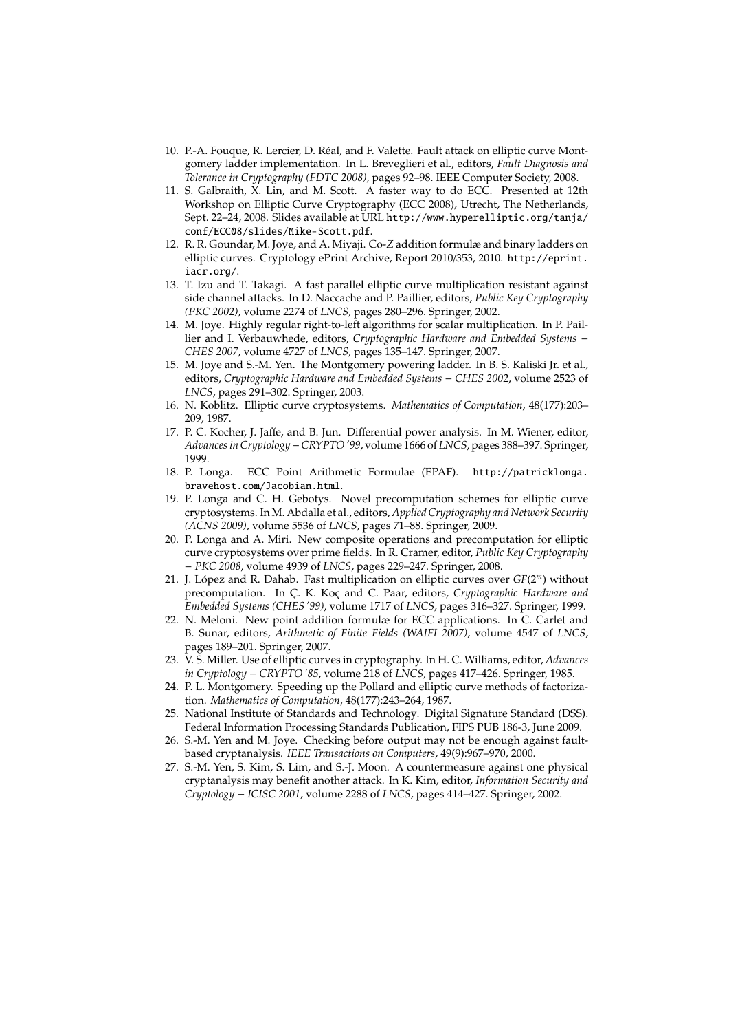10. P.-A. Fouque, R. Lercier, D. Réal, and F. Valette. Fault attack on elliptic curve Montgomery ladder implementation. In L. Breveglieri et al., editors, *Fault Diagnosis and Tolerance in Cryptography (FDTC 2008)*, pages 92–98. IEEE Computer Society, 2008.
11. S. Galbraith, X. Lin, and M. Scott. A faster way to do ECC. Presented at 12th Workshop on Elliptic Curve Cryptography (ECC 2008), Utrecht, The Netherlands, Sept. 22–24, 2008. Slides available at URL `http://www.hyperelliptic.org/tanja/conf/ECC08/slides/Mike-Scott.pdf`.
12. R. R. Goundar, M. Joye, and A. Miyaji. Co-Z addition formulæ and binary ladders on elliptic curves. Cryptology ePrint Archive, Report 2010/353, 2010. `http://eprint.iacr.org/`.
13. T. Izu and T. Takagi. A fast parallel elliptic curve multiplication resistant against side channel attacks. In D. Naccache and P. Paillier, editors, *Public Key Cryptography (PKC 2002)*, volume 2274 of *LNCS*, pages 280–296. Springer, 2002.
14. M. Joye. Highly regular right-to-left algorithms for scalar multiplication. In P. Paillier and I. Verbauwhede, editors, *Cryptographic Hardware and Embedded Systems − CHES 2007*, volume 4727 of *LNCS*, pages 135–147. Springer, 2007.
15. M. Joye and S.-M. Yen. The Montgomery powering ladder. In B. S. Kaliski Jr. et al., editors, *Cryptographic Hardware and Embedded Systems − CHES 2002*, volume 2523 of *LNCS*, pages 291–302. Springer, 2003.
16. N. Koblitz. Elliptic curve cryptosystems. *Mathematics of Computation*, 48(177):203–209, 1987.
17. P. C. Kocher, J. Jaffe, and B. Jun. Differential power analysis. In M. Wiener, editor, *Advances in Cryptology − CRYPTO '99*, volume 1666 of *LNCS*, pages 388–397. Springer, 1999.
18. P. Longa. ECC Point Arithmetic Formulae (EPAF). `http://patricklonga.bravehost.com/Jacobian.html`.
19. P. Longa and C. H. Gebotys. Novel precomputation schemes for elliptic curve cryptosystems. In M. Abdalla et al., editors, *Applied Cryptography and Network Security (ACNS 2009)*, volume 5536 of *LNCS*, pages 71–88. Springer, 2009.
20. P. Longa and A. Miri. New composite operations and precomputation for elliptic curve cryptosystems over prime fields. In R. Cramer, editor, *Public Key Cryptography − PKC 2008*, volume 4939 of *LNCS*, pages 229–247. Springer, 2008.
21. J. López and R. Dahab. Fast multiplication on elliptic curves over $GF(2^m)$ without precomputation. In Ç. K. Koç and C. Paar, editors, *Cryptographic Hardware and Embedded Systems (CHES '99)*, volume 1717 of *LNCS*, pages 316–327. Springer, 1999.
22. N. Meloni. New point addition formulæ for ECC applications. In C. Carlet and B. Sunar, editors, *Arithmetic of Finite Fields (WAIFI 2007)*, volume 4547 of *LNCS*, pages 189–201. Springer, 2007.
23. V. S. Miller. Use of elliptic curves in cryptography. In H. C. Williams, editor, *Advances in Cryptology − CRYPTO '85*, volume 218 of *LNCS*, pages 417–426. Springer, 1985.
24. P. L. Montgomery. Speeding up the Pollard and elliptic curve methods of factorization. *Mathematics of Computation*, 48(177):243–264, 1987.
25. National Institute of Standards and Technology. Digital Signature Standard (DSS). Federal Information Processing Standards Publication, FIPS PUB 186-3, June 2009.
26. S.-M. Yen and M. Joye. Checking before output may not be enough against fault-based cryptanalysis. *IEEE Transactions on Computers*, 49(9):967–970, 2000.
27. S.-M. Yen, S. Kim, S. Lim, and S.-J. Moon. A countermeasure against one physical cryptanalysis may benefit another attack. In K. Kim, editor, *Information Security and Cryptology − ICISC 2001*, volume 2288 of *LNCS*, pages 414–427. Springer, 2002.